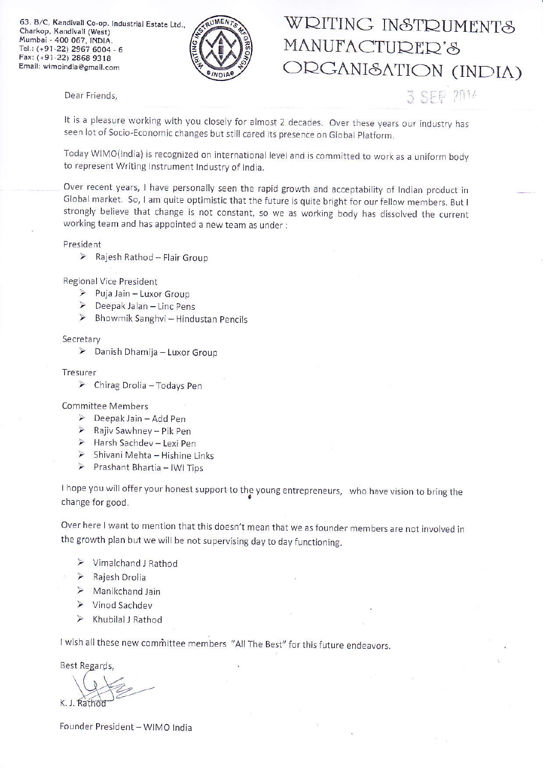63, B/C, Kandivali Co-op. Industrial Estate Ltd.,
Charkop, Kandivali (West)
Mumbai - 400 067, INDIA.
Tel.: (+91-22) 2967 6004 - 6
Fax: (+91-22) 2868 9318
Email: wimoindia@gmail.com

# WRITING INSTRUMENTS MANUFACTURER'S ORGANISATION (INDIA)

3 SEP 2014

Dear Friends,

It is a pleasure working with you closely for almost 2 decades. Over these years our industry has seen lot of Socio-Economic changes but still cared its presence on Global Platform.

Today WIMO(India) is recognized on international level and is committed to work as a uniform body to represent Writing Instrument Industry of India.

Over recent years, I have personally seen the rapid growth and acceptability of Indian product in Global market. So, I am quite optimistic that the future is quite bright for our fellow members. But I strongly believe that change is not constant, so we as working body has dissolved the current working team and has appointed a new team as under :

President

- Rajesh Rathod – Flair Group

Regional Vice President

- Puja Jain – Luxor Group
- Deepak Jalan – Linc Pens
- Bhowmik Sanghvi – Hindustan Pencils

Secretary

- Danish Dhamija – Luxor Group

Tresurer

- Chirag Drolia – Todays Pen

Committee Members

- Deepak Jain – Add Pen
- Rajiv Sawhney – Pik Pen
- Harsh Sachdev – Lexi Pen
- Shivani Mehta – Hishine Links
- Prashant Bhartia – IWI Tips

I hope you will offer your honest support to the young entrepreneurs, who have vision to bring the change for good.

Over here I want to mention that this doesn't mean that we as founder members are not involved in the growth plan but we will be not supervising day to day functioning.

- Vimalchand J Rathod
- Rajesh Drolia
- Manikchand Jain
- Vinod Sachdev
- Khubilal J Rathod

I wish all these new committee members "All The Best" for this future endeavors.

Best Regards,

K. J. Rathod

Founder President – WIMO India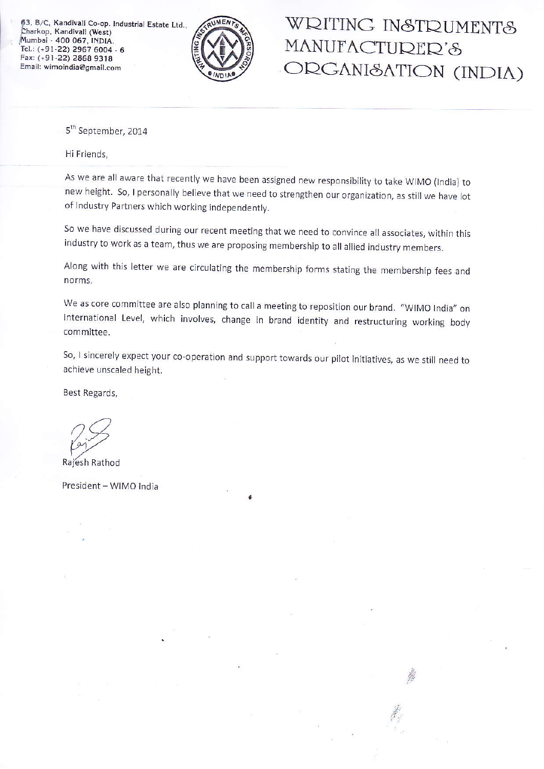63, B/C, Kandivali Co-op. Industrial Estate Ltd.,
Charkop, Kandivali (West)
Mumbai - 400 067, INDIA.
Tel.: (+91-22) 2967 6004 - 6
Fax: (+91-22) 2868 9318
Email: wimoindia@gmail.com

# WRITING INSTRUMENTS MANUFACTURER'S ORGANISATION (INDIA)

5th September, 2014

Hi Friends,

As we are all aware that recently we have been assigned new responsibility to take WIMO (India) to new height. So, I personally believe that we need to strengthen our organization, as still we have lot of Industry Partners which working independently.

So we have discussed during our recent meeting that we need to convince all associates, within this industry to work as a team, thus we are proposing membership to all allied industry members.

Along with this letter we are circulating the membership forms stating the membership fees and norms.

We as core committee are also planning to call a meeting to reposition our brand. "WIMO India" on International Level, which involves, change in brand identity and restructuring working body committee.

So, I sincerely expect your co-operation and support towards our pilot initiatives, as we still need to achieve unscaled height.

Best Regards,

Rajesh Rathod

President – WIMO India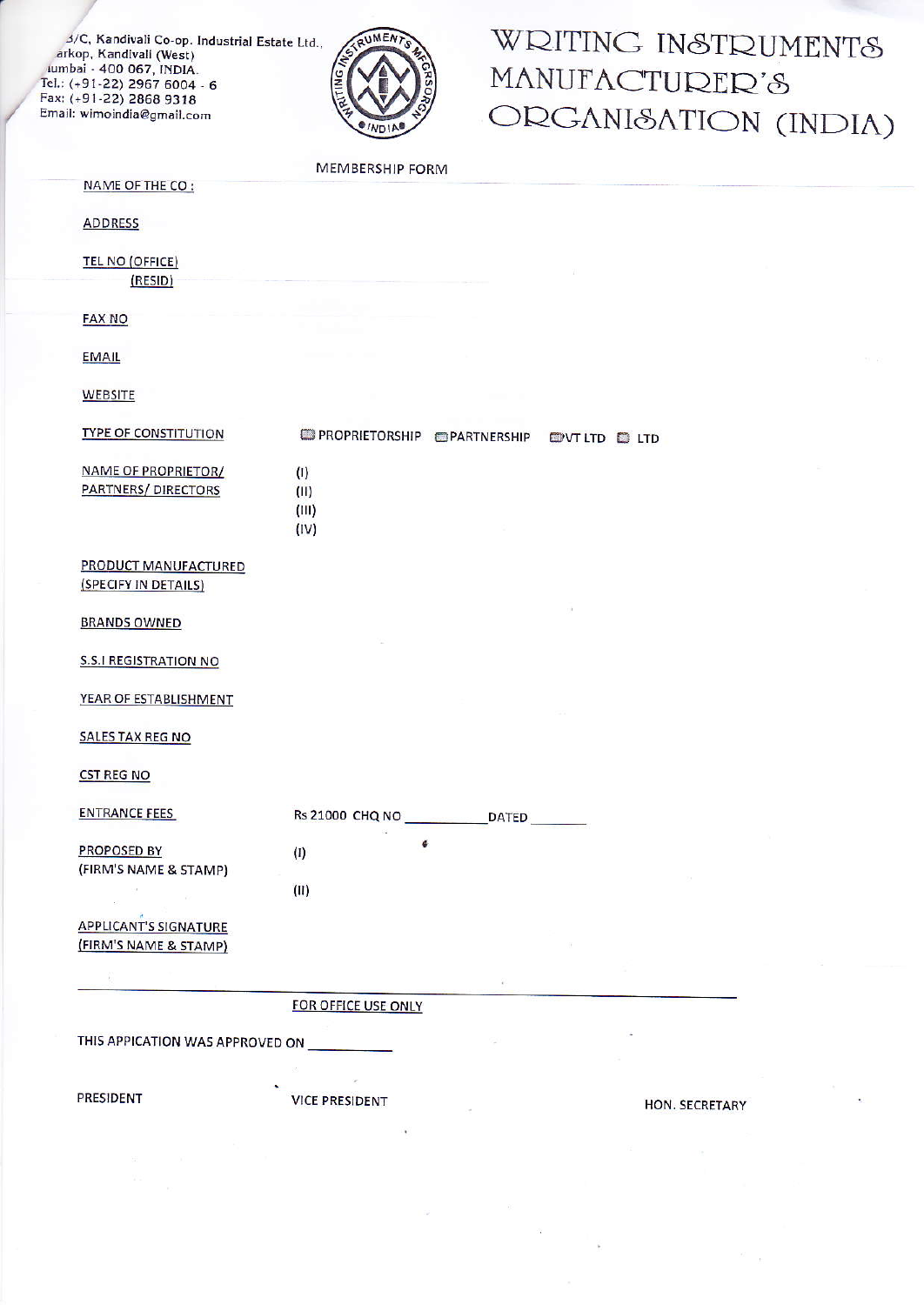3/C, Kandivali Co-op. Industrial Estate Ltd.,
arkop, Kandivali (West)
umbai - 400 067, INDIA.
Tel.: (+91-22) 2967 6004 - 6
Fax: (+91-22) 2868 9318
Email: wimoindia@gmail.com

# WRITING INSTRUMENTS MANUFACTURER'S ORGANISATION (INDIA)

## MEMBERSHIP FORM

NAME OF THE CO :

ADDRESS

TEL NO (OFFICE)
(RESID)

FAX NO

EMAIL

WEBSITE

TYPE OF CONSTITUTION ☐ PROPRIETORSHIP ☐ PARTNERSHIP ☐ PVT LTD ☐ LTD

NAME OF PROPRIETOR/ PARTNERS/ DIRECTORS
(I)
(II)
(III)
(IV)

PRODUCT MANUFACTURED (SPECIFY IN DETAILS)

BRANDS OWNED

S.S.I REGISTRATION NO

YEAR OF ESTABLISHMENT

SALES TAX REG NO

CST REG NO

ENTRANCE FEES Rs 21000 CHQ NO ____________ DATED ________

PROPOSED BY (FIRM'S NAME & STAMP)
(I)
(II)

APPLICANT'S SIGNATURE (FIRM'S NAME & STAMP)

---

FOR OFFICE USE ONLY

THIS APPICATION WAS APPROVED ON ____________

PRESIDENT VICE PRESIDENT HON. SECRETARY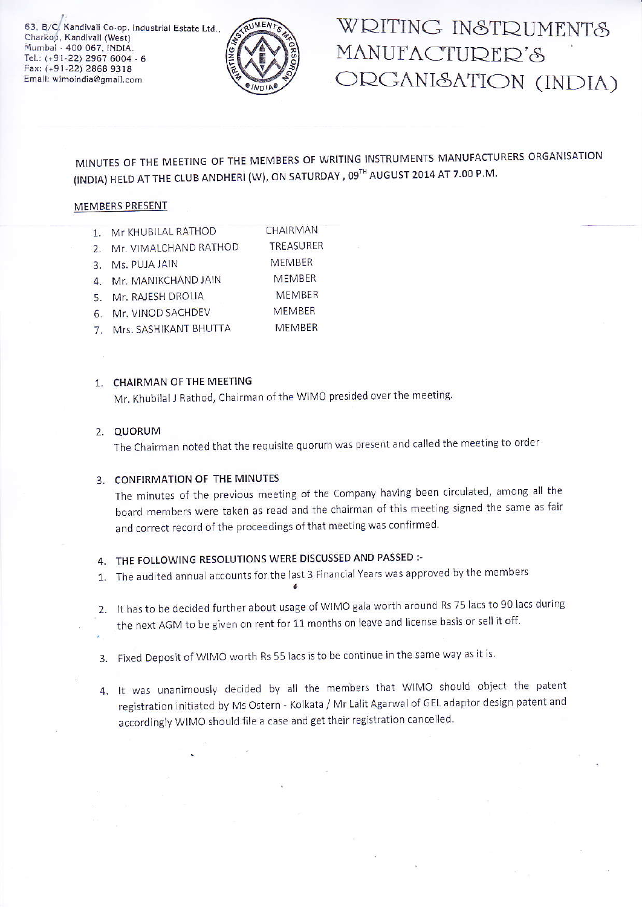63, B/C, Kandivali Co-op. Industrial Estate Ltd., Charkop, Kandivali (West) Mumbai - 400 067, INDIA. Tel.: (+91-22) 2967 6004 - 6 Fax: (+91-22) 2868 9318 Email: wimoindia@gmail.com

# WRITING INSTRUMENTS MANUFACTURER'S ORGANISATION (INDIA)

MINUTES OF THE MEETING OF THE MEMBERS OF WRITING INSTRUMENTS MANUFACTURERS ORGANISATION (INDIA) HELD AT THE CLUB ANDHERI (W), ON SATURDAY, 09TH AUGUST 2014 AT 7.00 P.M.

MEMBERS PRESENT

| | | |
|---|---|---|
| 1. | Mr KHUBILAL RATHOD | CHAIRMAN |
| 2. | Mr. VIMALCHAND RATHOD | TREASURER |
| 3. | Ms. PUJA JAIN | MEMBER |
| 4. | Mr. MANIKCHAND JAIN | MEMBER |
| 5. | Mr. RAJESH DROLIA | MEMBER |
| 6. | Mr. VINOD SACHDEV | MEMBER |
| 7. | Mrs. SASHIKANT BHUTTA | MEMBER |

1. **CHAIRMAN OF THE MEETING**

   Mr. Khubilal J Rathod, Chairman of the WIMO presided over the meeting.

2. **QUORUM**

   The Chairman noted that the requisite quorum was present and called the meeting to order

3. **CONFIRMATION OF THE MINUTES**

   The minutes of the previous meeting of the Company having been circulated, among all the board members were taken as read and the chairman of this meeting signed the same as fair and correct record of the proceedings of that meeting was confirmed.

4. **THE FOLLOWING RESOLUTIONS WERE DISCUSSED AND PASSED :-**

1. The audited annual accounts for the last 3 Financial Years was approved by the members
2. It has to be decided further about usage of WIMO gala worth around Rs 75 lacs to 90 lacs during the next AGM to be given on rent for 11 months on leave and license basis or sell it off.
3. Fixed Deposit of WIMO worth Rs 55 lacs is to be continue in the same way as it is.
4. It was unanimously decided by all the members that WIMO should object the patent registration initiated by Ms Ostern - Kolkata / Mr Lalit Agarwal of GEL adaptor design patent and accordingly WIMO should file a case and get their registration cancelled.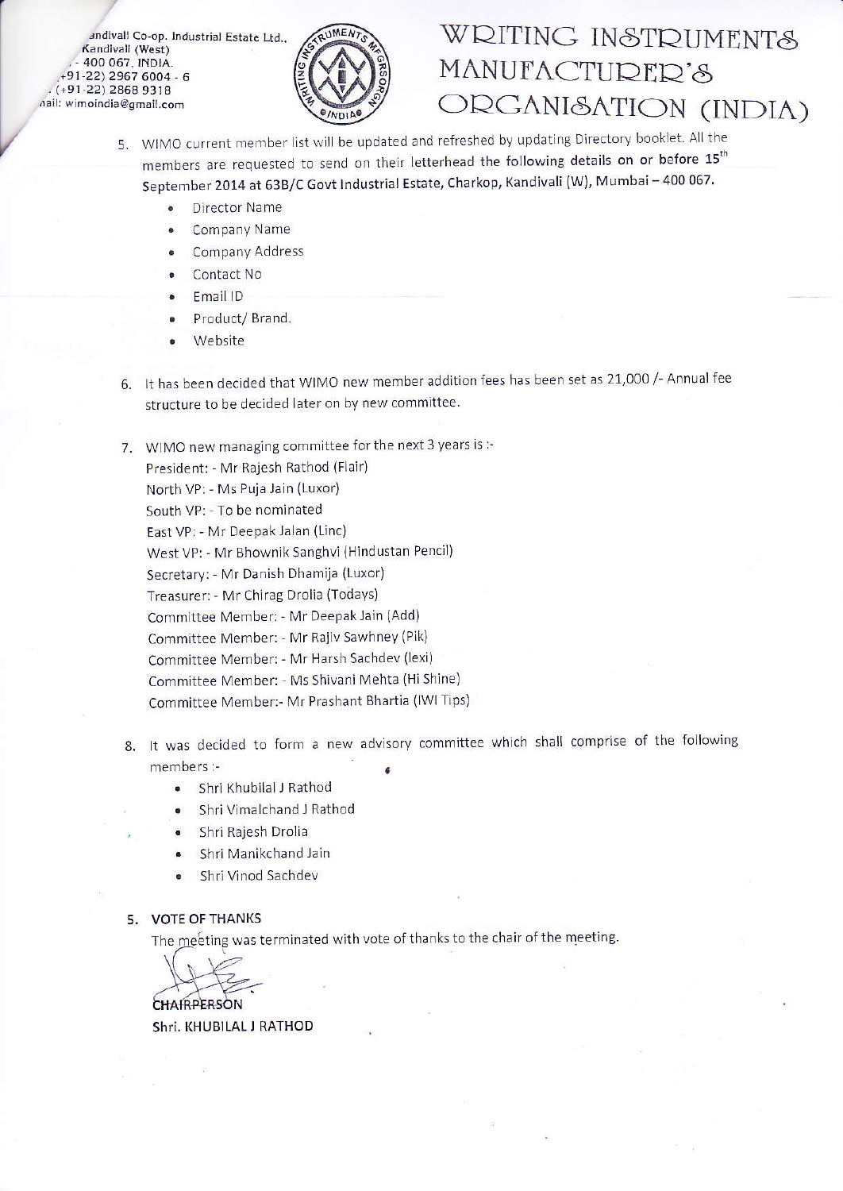andivali Co-op. Industrial Estate Ltd.,
Kandivali (West)
- 400 067. INDIA.
+91-22) 2967 6004 - 6
(+91-22) 2868 9318
nail: wimoindia@gmail.com

# WRITING INSTRUMENTS MANUFACTURER'S ORGANISATION (INDIA)

5. WIMO current member list will be updated and refreshed by updating Directory booklet. All the members are requested to send on their letterhead the following details on or before 15th September 2014 at 63B/C Govt Industrial Estate, Charkop, Kandivali (W), Mumbai – 400 067.
   - Director Name
   - Company Name
   - Company Address
   - Contact No
   - Email ID
   - Product/ Brand.
   - Website

6. It has been decided that WIMO new member addition fees has been set as 21,000 /- Annual fee structure to be decided later on by new committee.

7. WIMO new managing committee for the next 3 years is :-
   President: - Mr Rajesh Rathod (Flair)
   North VP: - Ms Puja Jain (Luxor)
   South VP: - To be nominated
   East VP: - Mr Deepak Jalan (Linc)
   West VP: - Mr Bhownik Sanghvi (Hindustan Pencil)
   Secretary: - Mr Danish Dhamija (Luxor)
   Treasurer: - Mr Chirag Drolia (Todays)
   Committee Member: - Mr Deepak Jain (Add)
   Committee Member: - Mr Rajiv Sawhney (Pik)
   Committee Member: - Mr Harsh Sachdev (lexi)
   Committee Member: - Ms Shivani Mehta (Hi Shine)
   Committee Member:- Mr Prashant Bhartia (IWI Tips)

8. It was decided to form a new advisory committee which shall comprise of the following members :-
   - Shri Khubilal J Rathod
   - Shri Vimalchand J Rathod
   - Shri Rajesh Drolia
   - Shri Manikchand Jain
   - Shri Vinod Sachdev

**5. VOTE OF THANKS**

The meeting was terminated with vote of thanks to the chair of the meeting.

**CHAIRPERSON**

**Shri. KHUBILAL J RATHOD**